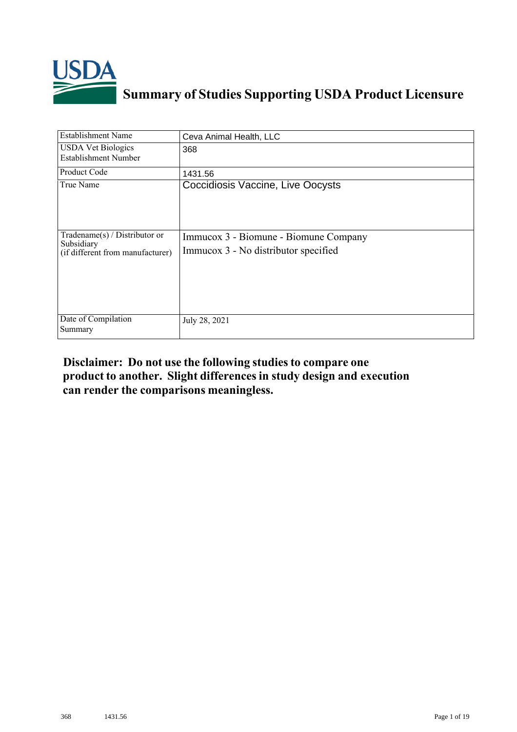# Summary of Studies Supporting USDA Product Licensure

| Establishment Name | Ceva Animal Health, LLC |
|---|---|
| USDA Vet Biologics Establishment Number | 368 |
| Product Code | 1431.56 |
| True Name | Coccidiosis Vaccine, Live Oocysts |
| Tradename(s) / Distributor or Subsidiary (if different from manufacturer) | Immucox 3 - Biomune - Biomune Company<br>Immucox 3 - No distributor specified |
| Date of Compilation Summary | July 28, 2021 |

**Disclaimer: Do not use the following studies to compare one product to another. Slight differences in study design and execution can render the comparisons meaningless.**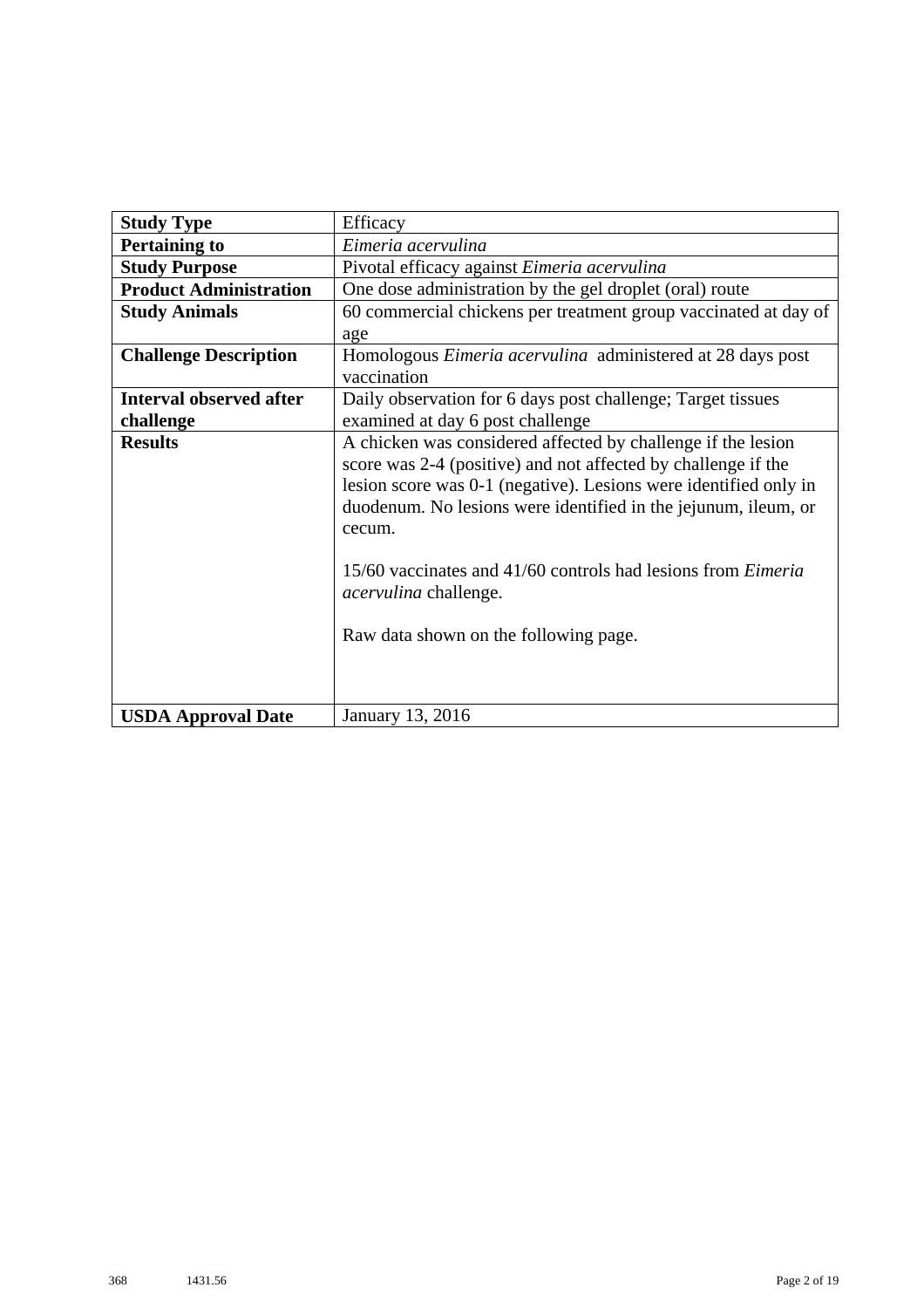| **Study Type** | Efficacy |
|---|---|
| **Pertaining to** | *Eimeria acervulina* |
| **Study Purpose** | Pivotal efficacy against *Eimeria acervulina* |
| **Product Administration** | One dose administration by the gel droplet (oral) route |
| **Study Animals** | 60 commercial chickens per treatment group vaccinated at day of age |
| **Challenge Description** | Homologous *Eimeria acervulina* administered at 28 days post vaccination |
| **Interval observed after challenge** | Daily observation for 6 days post challenge; Target tissues examined at day 6 post challenge |
| **Results** | A chicken was considered affected by challenge if the lesion score was 2-4 (positive) and not affected by challenge if the lesion score was 0-1 (negative). Lesions were identified only in duodenum. No lesions were identified in the jejunum, ileum, or cecum.<br><br>15/60 vaccinates and 41/60 controls had lesions from *Eimeria acervulina* challenge.<br><br>Raw data shown on the following page. |
| **USDA Approval Date** | January 13, 2016 |

368 1431.56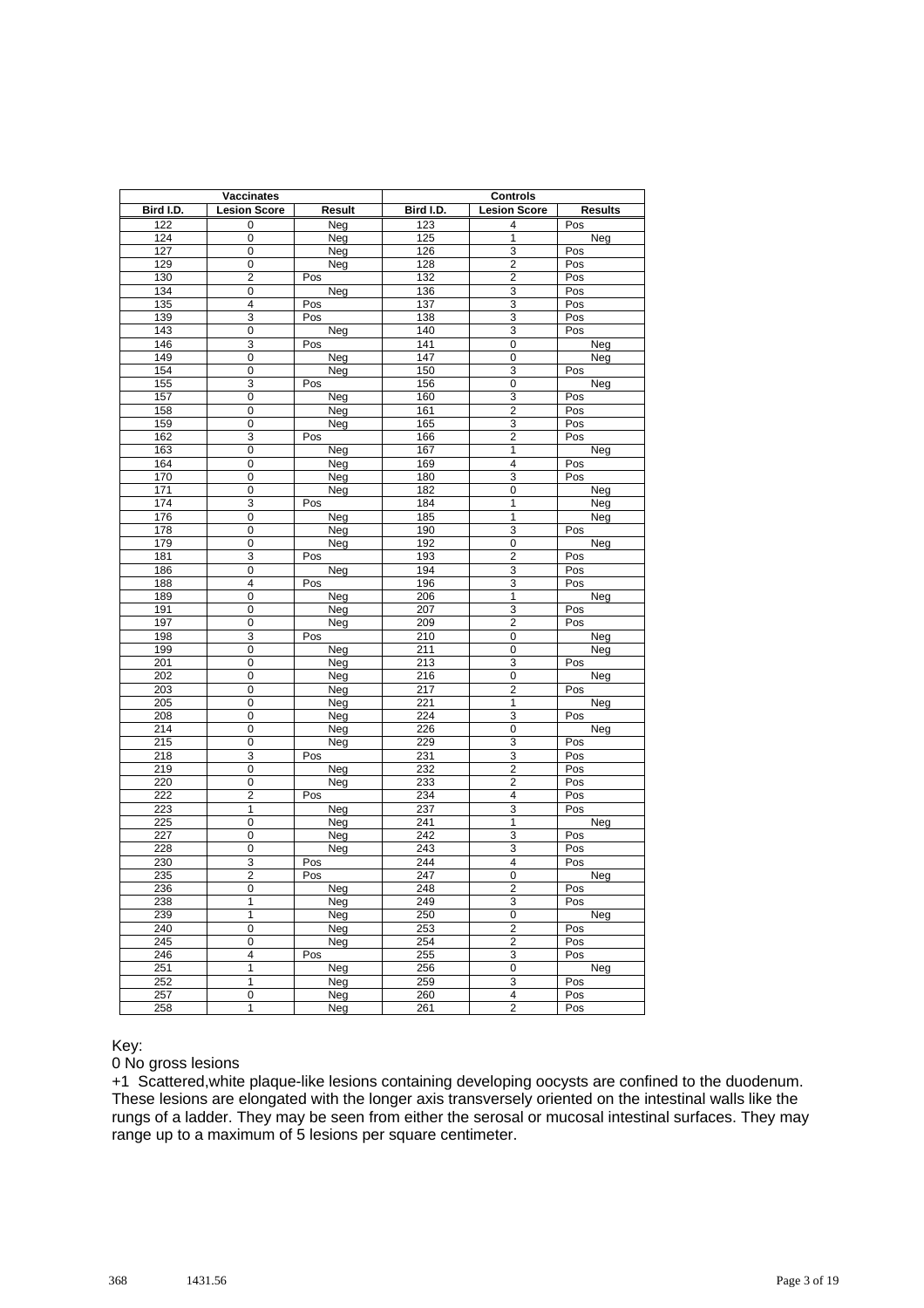| Vaccinates | | | Controls | | |
|---|---|---|---|---|---|
| Bird I.D. | Lesion Score | Result | Bird I.D. | Lesion Score | Results |
| 122 | 0 | Neg | 123 | 4 | Pos |
| 124 | 0 | Neg | 125 | 1 | Neg |
| 127 | 0 | Neg | 126 | 3 | Pos |
| 129 | 0 | Neg | 128 | 2 | Pos |
| 130 | 2 | Pos | 132 | 2 | Pos |
| 134 | 0 | Neg | 136 | 3 | Pos |
| 135 | 4 | Pos | 137 | 3 | Pos |
| 139 | 3 | Pos | 138 | 3 | Pos |
| 143 | 0 | Neg | 140 | 3 | Pos |
| 146 | 3 | Pos | 141 | 0 | Neg |
| 149 | 0 | Neg | 147 | 0 | Neg |
| 154 | 0 | Neg | 150 | 3 | Pos |
| 155 | 3 | Pos | 156 | 0 | Neg |
| 157 | 0 | Neg | 160 | 3 | Pos |
| 158 | 0 | Neg | 161 | 2 | Pos |
| 159 | 0 | Neg | 165 | 3 | Pos |
| 162 | 3 | Pos | 166 | 2 | Pos |
| 163 | 0 | Neg | 167 | 1 | Neg |
| 164 | 0 | Neg | 169 | 4 | Pos |
| 170 | 0 | Neg | 180 | 3 | Pos |
| 171 | 0 | Neg | 182 | 0 | Neg |
| 174 | 3 | Pos | 184 | 1 | Neg |
| 176 | 0 | Neg | 185 | 1 | Neg |
| 178 | 0 | Neg | 190 | 3 | Pos |
| 179 | 0 | Neg | 192 | 0 | Neg |
| 181 | 3 | Pos | 193 | 2 | Pos |
| 186 | 0 | Neg | 194 | 3 | Pos |
| 188 | 4 | Pos | 196 | 3 | Pos |
| 189 | 0 | Neg | 206 | 1 | Neg |
| 191 | 0 | Neg | 207 | 3 | Pos |
| 197 | 0 | Neg | 209 | 2 | Pos |
| 198 | 3 | Pos | 210 | 0 | Neg |
| 199 | 0 | Neg | 211 | 0 | Neg |
| 201 | 0 | Neg | 213 | 3 | Pos |
| 202 | 0 | Neg | 216 | 0 | Neg |
| 203 | 0 | Neg | 217 | 2 | Pos |
| 205 | 0 | Neg | 221 | 1 | Neg |
| 208 | 0 | Neg | 224 | 3 | Pos |
| 214 | 0 | Neg | 226 | 0 | Neg |
| 215 | 0 | Neg | 229 | 3 | Pos |
| 218 | 3 | Pos | 231 | 3 | Pos |
| 219 | 0 | Neg | 232 | 2 | Pos |
| 220 | 0 | Neg | 233 | 2 | Pos |
| 222 | 2 | Pos | 234 | 4 | Pos |
| 223 | 1 | Neg | 237 | 3 | Pos |
| 225 | 0 | Neg | 241 | 1 | Neg |
| 227 | 0 | Neg | 242 | 3 | Pos |
| 228 | 0 | Neg | 243 | 3 | Pos |
| 230 | 3 | Pos | 244 | 4 | Pos |
| 235 | 2 | Pos | 247 | 0 | Neg |
| 236 | 0 | Neg | 248 | 2 | Pos |
| 238 | 1 | Neg | 249 | 3 | Pos |
| 239 | 1 | Neg | 250 | 0 | Neg |
| 240 | 0 | Neg | 253 | 2 | Pos |
| 245 | 0 | Neg | 254 | 2 | Pos |
| 246 | 4 | Pos | 255 | 3 | Pos |
| 251 | 1 | Neg | 256 | 0 | Neg |
| 252 | 1 | Neg | 259 | 3 | Pos |
| 257 | 0 | Neg | 260 | 4 | Pos |
| 258 | 1 | Neg | 261 | 2 | Pos |

Key:

0 No gross lesions

+1 Scattered,white plaque-like lesions containing developing oocysts are confined to the duodenum. These lesions are elongated with the longer axis transversely oriented on the intestinal walls like the rungs of a ladder. They may be seen from either the serosal or mucosal intestinal surfaces. They may range up to a maximum of 5 lesions per square centimeter.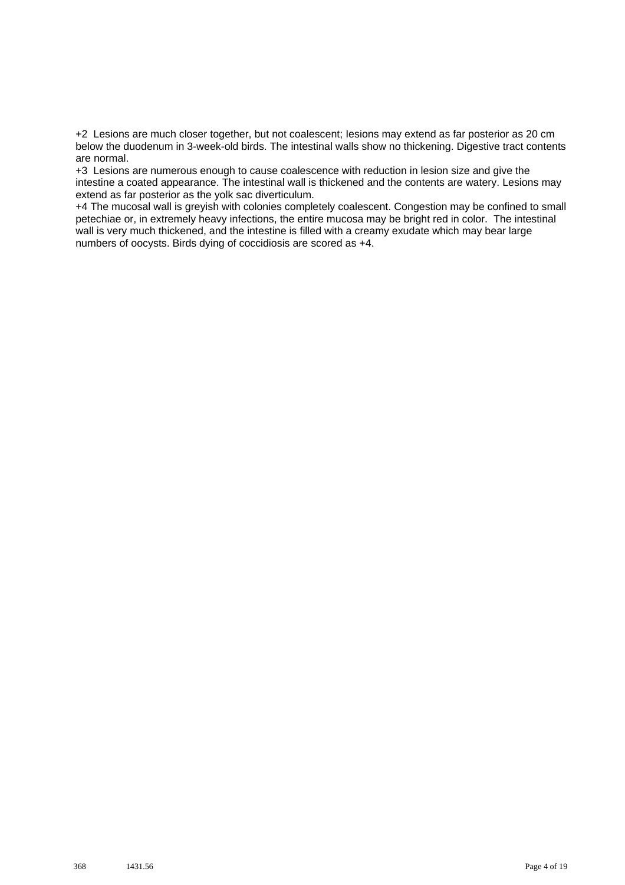+2  Lesions are much closer together, but not coalescent; lesions may extend as far posterior as 20 cm below the duodenum in 3-week-old birds. The intestinal walls show no thickening. Digestive tract contents are normal.
+3  Lesions are numerous enough to cause coalescence with reduction in lesion size and give the intestine a coated appearance. The intestinal wall is thickened and the contents are watery. Lesions may extend as far posterior as the yolk sac diverticulum.
+4 The mucosal wall is greyish with colonies completely coalescent. Congestion may be confined to small petechiae or, in extremely heavy infections, the entire mucosa may be bright red in color.  The intestinal wall is very much thickened, and the intestine is filled with a creamy exudate which may bear large numbers of oocysts. Birds dying of coccidiosis are scored as +4.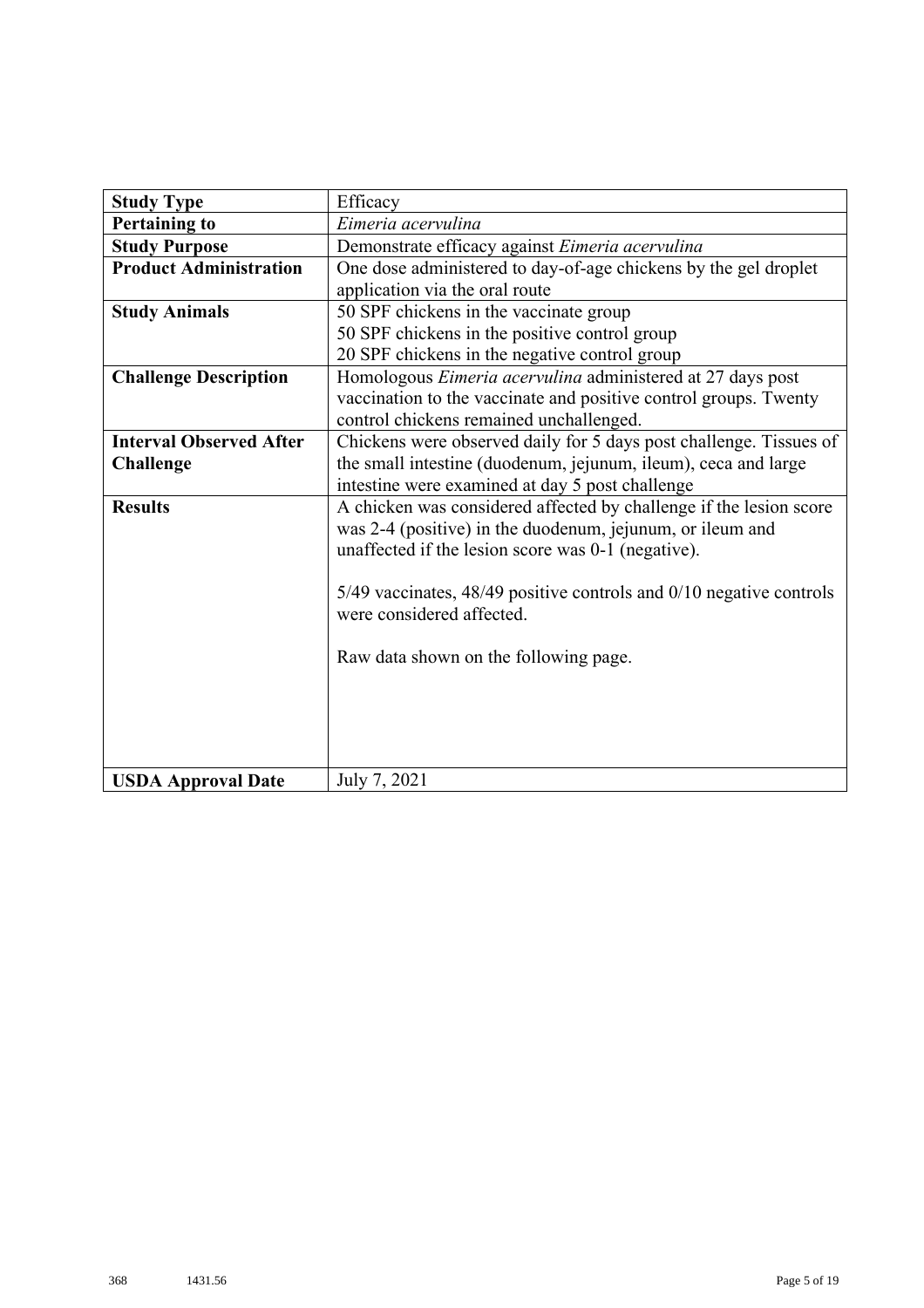| **Study Type** | Efficacy |
|---|---|
| **Pertaining to** | *Eimeria acervulina* |
| **Study Purpose** | Demonstrate efficacy against *Eimeria acervulina* |
| **Product Administration** | One dose administered to day-of-age chickens by the gel droplet application via the oral route |
| **Study Animals** | 50 SPF chickens in the vaccinate group<br>50 SPF chickens in the positive control group<br>20 SPF chickens in the negative control group |
| **Challenge Description** | Homologous *Eimeria acervulina* administered at 27 days post vaccination to the vaccinate and positive control groups. Twenty control chickens remained unchallenged. |
| **Interval Observed After Challenge** | Chickens were observed daily for 5 days post challenge. Tissues of the small intestine (duodenum, jejunum, ileum), ceca and large intestine were examined at day 5 post challenge |
| **Results** | A chicken was considered affected by challenge if the lesion score was 2-4 (positive) in the duodenum, jejunum, or ileum and unaffected if the lesion score was 0-1 (negative).<br><br>5/49 vaccinates, 48/49 positive controls and 0/10 negative controls were considered affected.<br><br>Raw data shown on the following page. |
| **USDA Approval Date** | July 7, 2021 |

368 1431.56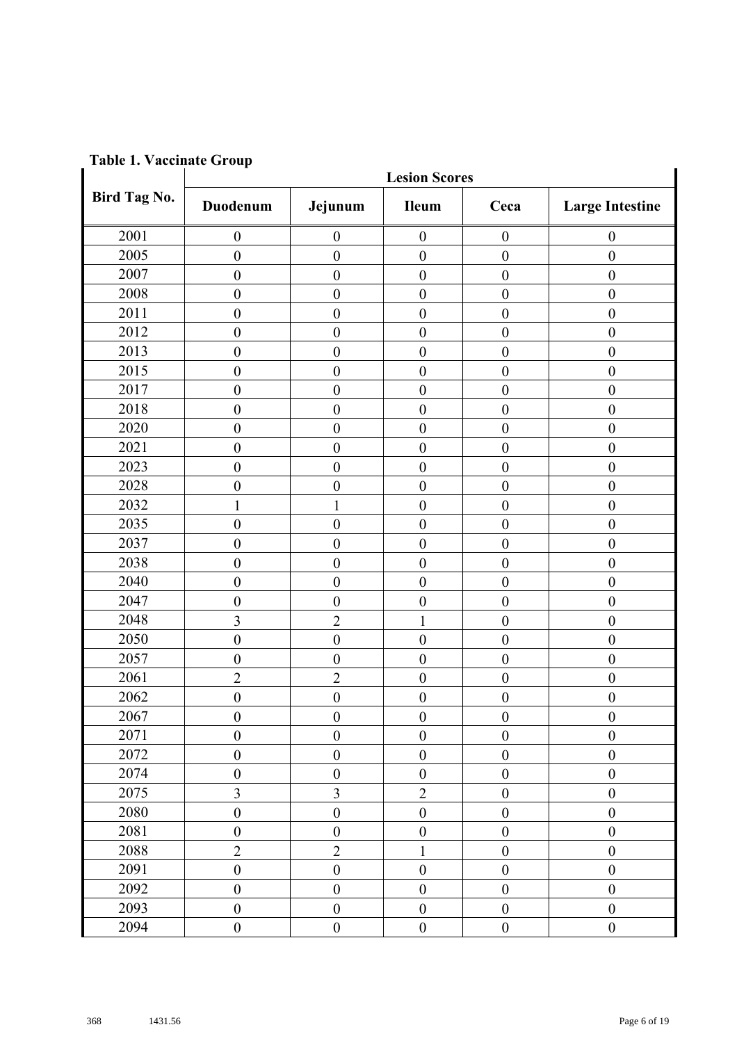**Table 1. Vaccinate Group**

| Bird Tag No. | Lesion Scores | | | | |
|---|---|---|---|---|---|
| | Duodenum | Jejunum | Ileum | Ceca | Large Intestine |
| 2001 | 0 | 0 | 0 | 0 | 0 |
| 2005 | 0 | 0 | 0 | 0 | 0 |
| 2007 | 0 | 0 | 0 | 0 | 0 |
| 2008 | 0 | 0 | 0 | 0 | 0 |
| 2011 | 0 | 0 | 0 | 0 | 0 |
| 2012 | 0 | 0 | 0 | 0 | 0 |
| 2013 | 0 | 0 | 0 | 0 | 0 |
| 2015 | 0 | 0 | 0 | 0 | 0 |
| 2017 | 0 | 0 | 0 | 0 | 0 |
| 2018 | 0 | 0 | 0 | 0 | 0 |
| 2020 | 0 | 0 | 0 | 0 | 0 |
| 2021 | 0 | 0 | 0 | 0 | 0 |
| 2023 | 0 | 0 | 0 | 0 | 0 |
| 2028 | 0 | 0 | 0 | 0 | 0 |
| 2032 | 1 | 1 | 0 | 0 | 0 |
| 2035 | 0 | 0 | 0 | 0 | 0 |
| 2037 | 0 | 0 | 0 | 0 | 0 |
| 2038 | 0 | 0 | 0 | 0 | 0 |
| 2040 | 0 | 0 | 0 | 0 | 0 |
| 2047 | 0 | 0 | 0 | 0 | 0 |
| 2048 | 3 | 2 | 1 | 0 | 0 |
| 2050 | 0 | 0 | 0 | 0 | 0 |
| 2057 | 0 | 0 | 0 | 0 | 0 |
| 2061 | 2 | 2 | 0 | 0 | 0 |
| 2062 | 0 | 0 | 0 | 0 | 0 |
| 2067 | 0 | 0 | 0 | 0 | 0 |
| 2071 | 0 | 0 | 0 | 0 | 0 |
| 2072 | 0 | 0 | 0 | 0 | 0 |
| 2074 | 0 | 0 | 0 | 0 | 0 |
| 2075 | 3 | 3 | 2 | 0 | 0 |
| 2080 | 0 | 0 | 0 | 0 | 0 |
| 2081 | 0 | 0 | 0 | 0 | 0 |
| 2088 | 2 | 2 | 1 | 0 | 0 |
| 2091 | 0 | 0 | 0 | 0 | 0 |
| 2092 | 0 | 0 | 0 | 0 | 0 |
| 2093 | 0 | 0 | 0 | 0 | 0 |
| 2094 | 0 | 0 | 0 | 0 | 0 |

368 1431.56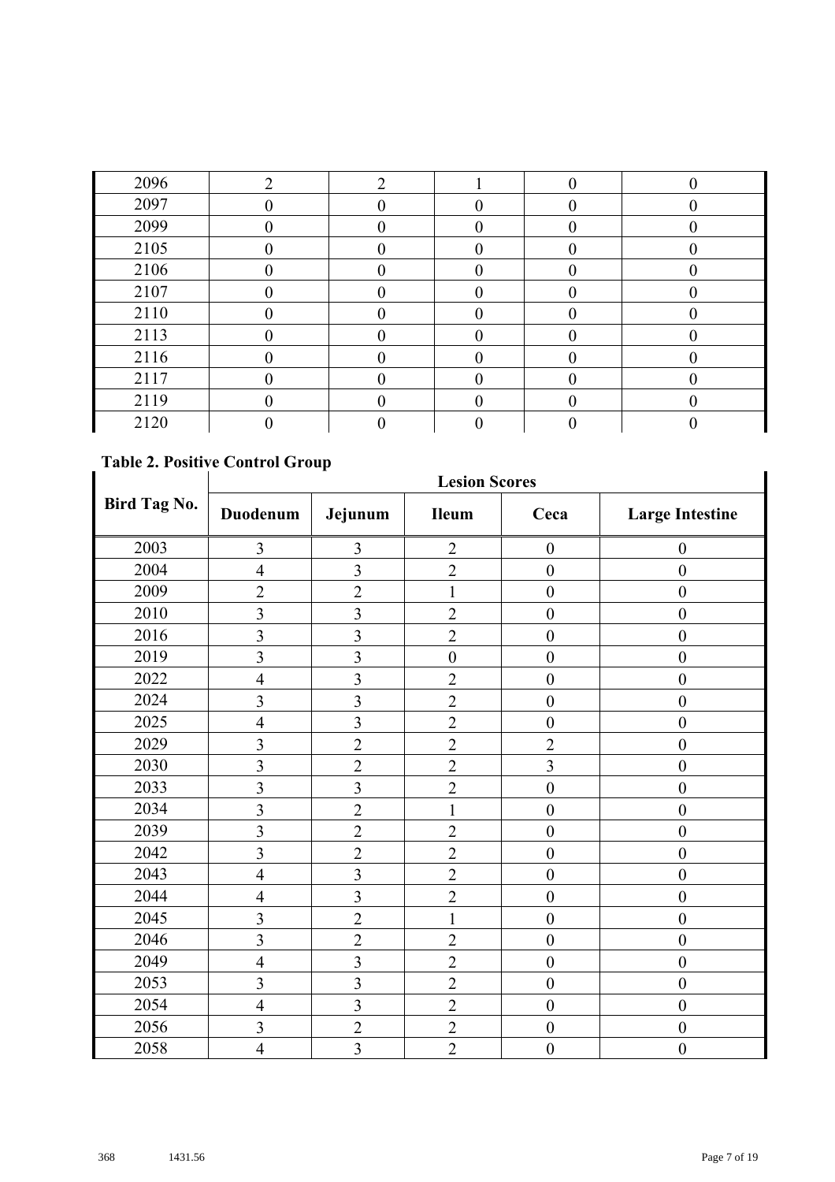| | | | | | |
|---|---|---|---|---|---|
| 2096 | 2 | 2 | 1 | 0 | 0 |
| 2097 | 0 | 0 | 0 | 0 | 0 |
| 2099 | 0 | 0 | 0 | 0 | 0 |
| 2105 | 0 | 0 | 0 | 0 | 0 |
| 2106 | 0 | 0 | 0 | 0 | 0 |
| 2107 | 0 | 0 | 0 | 0 | 0 |
| 2110 | 0 | 0 | 0 | 0 | 0 |
| 2113 | 0 | 0 | 0 | 0 | 0 |
| 2116 | 0 | 0 | 0 | 0 | 0 |
| 2117 | 0 | 0 | 0 | 0 | 0 |
| 2119 | 0 | 0 | 0 | 0 | 0 |
| 2120 | 0 | 0 | 0 | 0 | 0 |

**Table 2. Positive Control Group**

| Bird Tag No. | Lesion Scores | | | | |
|---|---|---|---|---|---|
| | **Duodenum** | **Jejunum** | **Ileum** | **Ceca** | **Large Intestine** |
| 2003 | 3 | 3 | 2 | 0 | 0 |
| 2004 | 4 | 3 | 2 | 0 | 0 |
| 2009 | 2 | 2 | 1 | 0 | 0 |
| 2010 | 3 | 3 | 2 | 0 | 0 |
| 2016 | 3 | 3 | 2 | 0 | 0 |
| 2019 | 3 | 3 | 0 | 0 | 0 |
| 2022 | 4 | 3 | 2 | 0 | 0 |
| 2024 | 3 | 3 | 2 | 0 | 0 |
| 2025 | 4 | 3 | 2 | 0 | 0 |
| 2029 | 3 | 2 | 2 | 2 | 0 |
| 2030 | 3 | 2 | 2 | 3 | 0 |
| 2033 | 3 | 3 | 2 | 0 | 0 |
| 2034 | 3 | 2 | 1 | 0 | 0 |
| 2039 | 3 | 2 | 2 | 0 | 0 |
| 2042 | 3 | 2 | 2 | 0 | 0 |
| 2043 | 4 | 3 | 2 | 0 | 0 |
| 2044 | 4 | 3 | 2 | 0 | 0 |
| 2045 | 3 | 2 | 1 | 0 | 0 |
| 2046 | 3 | 2 | 2 | 0 | 0 |
| 2049 | 4 | 3 | 2 | 0 | 0 |
| 2053 | 3 | 3 | 2 | 0 | 0 |
| 2054 | 4 | 3 | 2 | 0 | 0 |
| 2056 | 3 | 2 | 2 | 0 | 0 |
| 2058 | 4 | 3 | 2 | 0 | 0 |

368 1431.56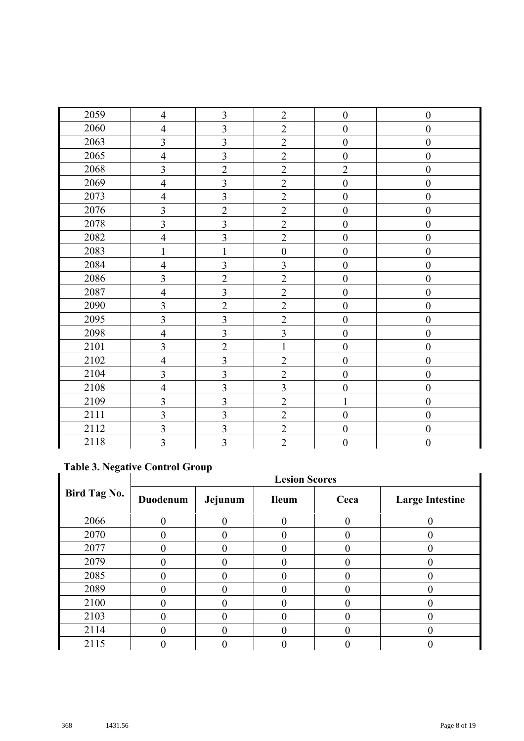| | | | | | |
|---|---|---|---|---|---|
| 2059 | 4 | 3 | 2 | 0 | 0 |
| 2060 | 4 | 3 | 2 | 0 | 0 |
| 2063 | 3 | 3 | 2 | 0 | 0 |
| 2065 | 4 | 3 | 2 | 0 | 0 |
| 2068 | 3 | 2 | 2 | 2 | 0 |
| 2069 | 4 | 3 | 2 | 0 | 0 |
| 2073 | 4 | 3 | 2 | 0 | 0 |
| 2076 | 3 | 2 | 2 | 0 | 0 |
| 2078 | 3 | 3 | 2 | 0 | 0 |
| 2082 | 4 | 3 | 2 | 0 | 0 |
| 2083 | 1 | 1 | 0 | 0 | 0 |
| 2084 | 4 | 3 | 3 | 0 | 0 |
| 2086 | 3 | 2 | 2 | 0 | 0 |
| 2087 | 4 | 3 | 2 | 0 | 0 |
| 2090 | 3 | 2 | 2 | 0 | 0 |
| 2095 | 3 | 3 | 2 | 0 | 0 |
| 2098 | 4 | 3 | 3 | 0 | 0 |
| 2101 | 3 | 2 | 1 | 0 | 0 |
| 2102 | 4 | 3 | 2 | 0 | 0 |
| 2104 | 3 | 3 | 2 | 0 | 0 |
| 2108 | 4 | 3 | 3 | 0 | 0 |
| 2109 | 3 | 3 | 2 | 1 | 0 |
| 2111 | 3 | 3 | 2 | 0 | 0 |
| 2112 | 3 | 3 | 2 | 0 | 0 |
| 2118 | 3 | 3 | 2 | 0 | 0 |

**Table 3. Negative Control Group**

| Bird Tag No. | Lesion Scores | | | | |
|---|---|---|---|---|---|
| | **Duodenum** | **Jejunum** | **Ileum** | **Ceca** | **Large Intestine** |
| 2066 | 0 | 0 | 0 | 0 | 0 |
| 2070 | 0 | 0 | 0 | 0 | 0 |
| 2077 | 0 | 0 | 0 | 0 | 0 |
| 2079 | 0 | 0 | 0 | 0 | 0 |
| 2085 | 0 | 0 | 0 | 0 | 0 |
| 2089 | 0 | 0 | 0 | 0 | 0 |
| 2100 | 0 | 0 | 0 | 0 | 0 |
| 2103 | 0 | 0 | 0 | 0 | 0 |
| 2114 | 0 | 0 | 0 | 0 | 0 |
| 2115 | 0 | 0 | 0 | 0 | 0 |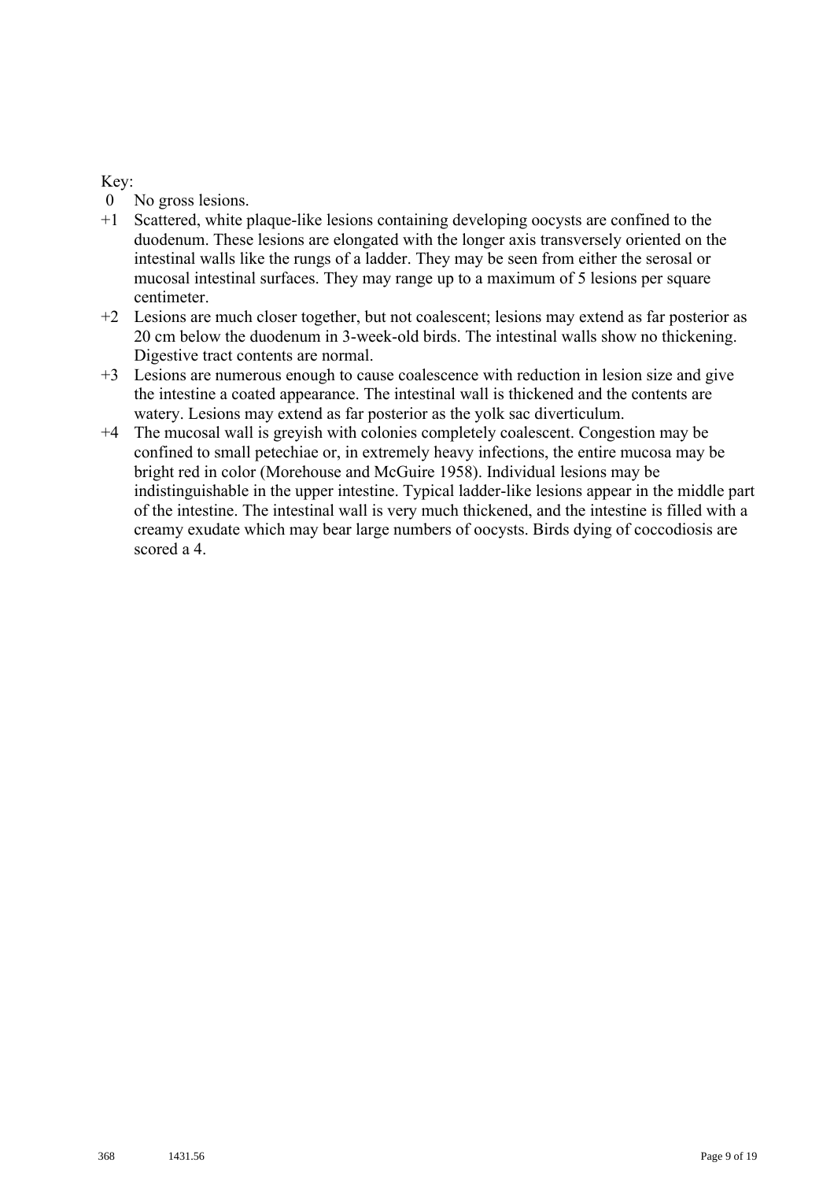Key:

- 0 No gross lesions.
- +1 Scattered, white plaque-like lesions containing developing oocysts are confined to the duodenum. These lesions are elongated with the longer axis transversely oriented on the intestinal walls like the rungs of a ladder. They may be seen from either the serosal or mucosal intestinal surfaces. They may range up to a maximum of 5 lesions per square centimeter.
- +2 Lesions are much closer together, but not coalescent; lesions may extend as far posterior as 20 cm below the duodenum in 3-week-old birds. The intestinal walls show no thickening. Digestive tract contents are normal.
- +3 Lesions are numerous enough to cause coalescence with reduction in lesion size and give the intestine a coated appearance. The intestinal wall is thickened and the contents are watery. Lesions may extend as far posterior as the yolk sac diverticulum.
- +4 The mucosal wall is greyish with colonies completely coalescent. Congestion may be confined to small petechiae or, in extremely heavy infections, the entire mucosa may be bright red in color (Morehouse and McGuire 1958). Individual lesions may be indistinguishable in the upper intestine. Typical ladder-like lesions appear in the middle part of the intestine. The intestinal wall is very much thickened, and the intestine is filled with a creamy exudate which may bear large numbers of oocysts. Birds dying of coccodiosis are scored a 4.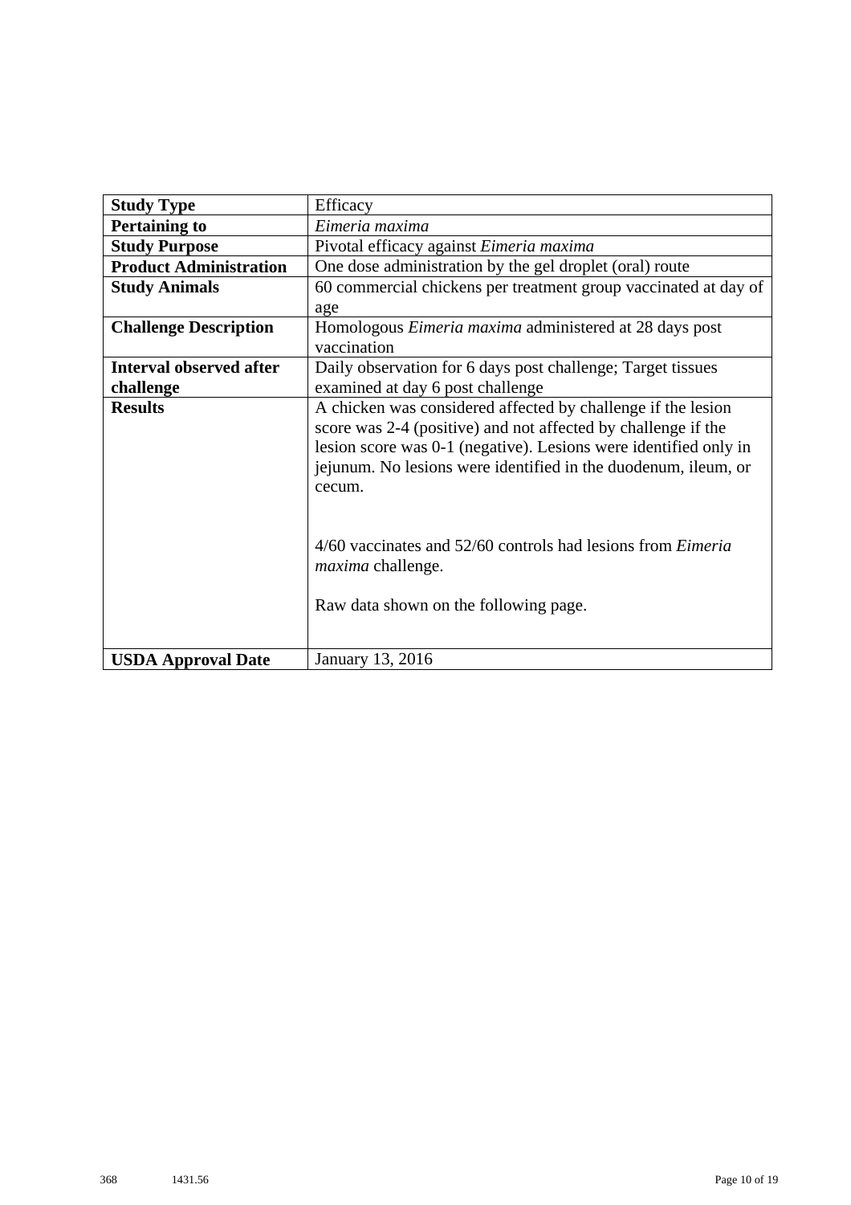| **Study Type** | Efficacy |
|---|---|
| **Pertaining to** | *Eimeria maxima* |
| **Study Purpose** | Pivotal efficacy against *Eimeria maxima* |
| **Product Administration** | One dose administration by the gel droplet (oral) route |
| **Study Animals** | 60 commercial chickens per treatment group vaccinated at day of age |
| **Challenge Description** | Homologous *Eimeria maxima* administered at 28 days post vaccination |
| **Interval observed after challenge** | Daily observation for 6 days post challenge; Target tissues examined at day 6 post challenge |
| **Results** | A chicken was considered affected by challenge if the lesion score was 2-4 (positive) and not affected by challenge if the lesion score was 0-1 (negative). Lesions were identified only in jejunum. No lesions were identified in the duodenum, ileum, or cecum.<br><br>4/60 vaccinates and 52/60 controls had lesions from *Eimeria maxima* challenge.<br><br>Raw data shown on the following page. |
| **USDA Approval Date** | January 13, 2016 |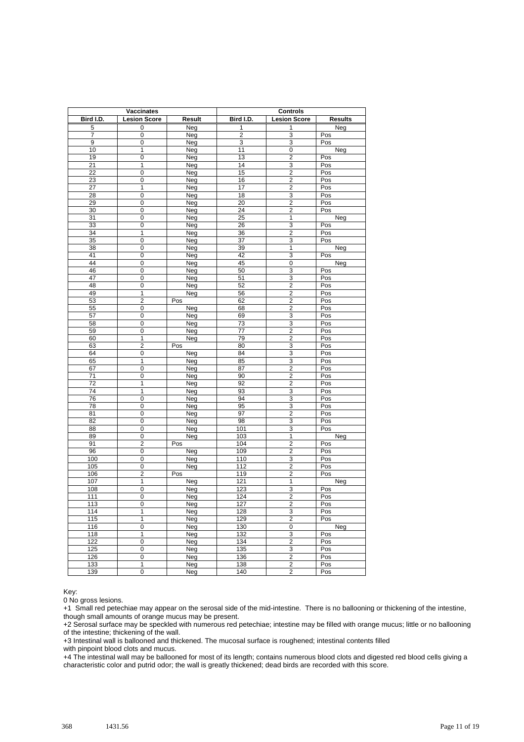| Vaccinates | | | Controls | | |
|---|---|---|---|---|---|
| Bird I.D. | Lesion Score | Result | Bird I.D. | Lesion Score | Results |
| 5 | 0 | Neg | 1 | 1 | Neg |
| 7 | 0 | Neg | 2 | 3 | Pos |
| 9 | 0 | Neg | 3 | 3 | Pos |
| 10 | 1 | Neg | 11 | 0 | Neg |
| 19 | 0 | Neg | 13 | 2 | Pos |
| 21 | 1 | Neg | 14 | 3 | Pos |
| 22 | 0 | Neg | 15 | 2 | Pos |
| 23 | 0 | Neg | 16 | 2 | Pos |
| 27 | 1 | Neg | 17 | 2 | Pos |
| 28 | 0 | Neg | 18 | 3 | Pos |
| 29 | 0 | Neg | 20 | 2 | Pos |
| 30 | 0 | Neg | 24 | 2 | Pos |
| 31 | 0 | Neg | 25 | 1 | Neg |
| 33 | 0 | Neg | 26 | 3 | Pos |
| 34 | 1 | Neg | 36 | 2 | Pos |
| 35 | 0 | Neg | 37 | 3 | Pos |
| 38 | 0 | Neg | 39 | 1 | Neg |
| 41 | 0 | Neg | 42 | 3 | Pos |
| 44 | 0 | Neg | 45 | 0 | Neg |
| 46 | 0 | Neg | 50 | 3 | Pos |
| 47 | 0 | Neg | 51 | 3 | Pos |
| 48 | 0 | Neg | 52 | 2 | Pos |
| 49 | 1 | Neg | 56 | 2 | Pos |
| 53 | 2 | Pos | 62 | 2 | Pos |
| 55 | 0 | Neg | 68 | 2 | Pos |
| 57 | 0 | Neg | 69 | 3 | Pos |
| 58 | 0 | Neg | 73 | 3 | Pos |
| 59 | 0 | Neg | 77 | 2 | Pos |
| 60 | 1 | Neg | 79 | 2 | Pos |
| 63 | 2 | Pos | 80 | 3 | Pos |
| 64 | 0 | Neg | 84 | 3 | Pos |
| 65 | 1 | Neg | 85 | 3 | Pos |
| 67 | 0 | Neg | 87 | 2 | Pos |
| 71 | 0 | Neg | 90 | 2 | Pos |
| 72 | 1 | Neg | 92 | 2 | Pos |
| 74 | 1 | Neg | 93 | 3 | Pos |
| 76 | 0 | Neg | 94 | 3 | Pos |
| 78 | 0 | Neg | 95 | 3 | Pos |
| 81 | 0 | Neg | 97 | 2 | Pos |
| 82 | 0 | Neg | 98 | 3 | Pos |
| 88 | 0 | Neg | 101 | 3 | Pos |
| 89 | 0 | Neg | 103 | 1 | Neg |
| 91 | 2 | Pos | 104 | 2 | Pos |
| 96 | 0 | Neg | 109 | 2 | Pos |
| 100 | 0 | Neg | 110 | 3 | Pos |
| 105 | 0 | Neg | 112 | 2 | Pos |
| 106 | 2 | Pos | 119 | 2 | Pos |
| 107 | 1 | Neg | 121 | 1 | Neg |
| 108 | 0 | Neg | 123 | 3 | Pos |
| 111 | 0 | Neg | 124 | 2 | Pos |
| 113 | 0 | Neg | 127 | 2 | Pos |
| 114 | 1 | Neg | 128 | 3 | Pos |
| 115 | 1 | Neg | 129 | 2 | Pos |
| 116 | 0 | Neg | 130 | 0 | Neg |
| 118 | 1 | Neg | 132 | 3 | Pos |
| 122 | 0 | Neg | 134 | 2 | Pos |
| 125 | 0 | Neg | 135 | 3 | Pos |
| 126 | 0 | Neg | 136 | 2 | Pos |
| 133 | 1 | Neg | 138 | 2 | Pos |
| 139 | 0 | Neg | 140 | 2 | Pos |

Key:

0 No gross lesions.

+1 Small red petechiae may appear on the serosal side of the mid-intestine. There is no ballooning or thickening of the intestine, though small amounts of orange mucus may be present.

+2 Serosal surface may be speckled with numerous red petechiae; intestine may be filled with orange mucus; little or no ballooning of the intestine; thickening of the wall.

+3 Intestinal wall is ballooned and thickened. The mucosal surface is roughened; intestinal contents filled with pinpoint blood clots and mucus.

+4 The intestinal wall may be ballooned for most of its length; contains numerous blood clots and digested red blood cells giving a characteristic color and putrid odor; the wall is greatly thickened; dead birds are recorded with this score.

368 1431.56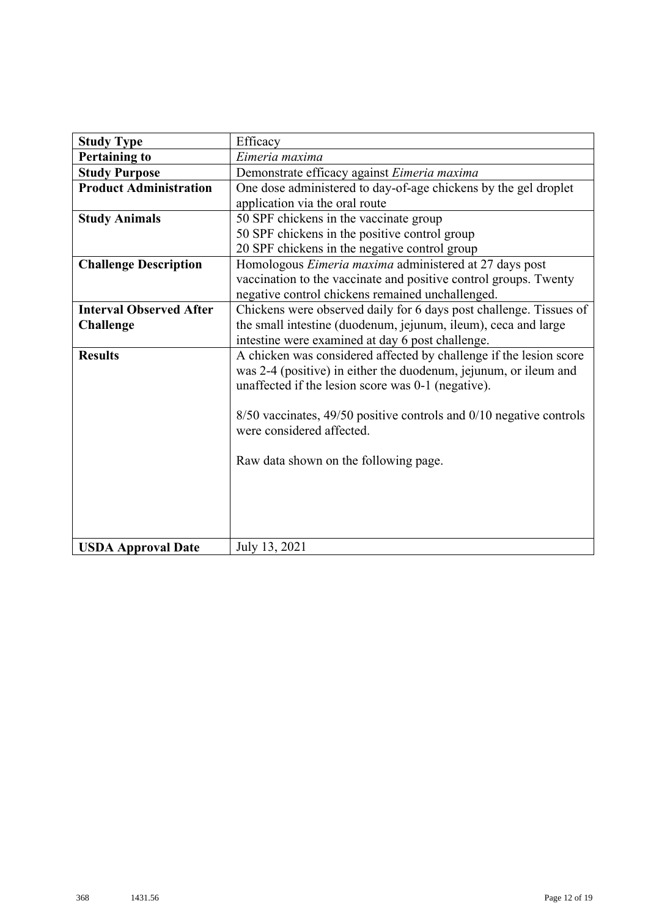| **Study Type** | Efficacy |
|---|---|
| **Pertaining to** | *Eimeria maxima* |
| **Study Purpose** | Demonstrate efficacy against *Eimeria maxima* |
| **Product Administration** | One dose administered to day-of-age chickens by the gel droplet application via the oral route |
| **Study Animals** | 50 SPF chickens in the vaccinate group<br>50 SPF chickens in the positive control group<br>20 SPF chickens in the negative control group |
| **Challenge Description** | Homologous *Eimeria maxima* administered at 27 days post vaccination to the vaccinate and positive control groups. Twenty negative control chickens remained unchallenged. |
| **Interval Observed After Challenge** | Chickens were observed daily for 6 days post challenge. Tissues of the small intestine (duodenum, jejunum, ileum), ceca and large intestine were examined at day 6 post challenge. |
| **Results** | A chicken was considered affected by challenge if the lesion score was 2-4 (positive) in either the duodenum, jejunum, or ileum and unaffected if the lesion score was 0-1 (negative).<br><br>8/50 vaccinates, 49/50 positive controls and 0/10 negative controls were considered affected.<br><br>Raw data shown on the following page. |
| **USDA Approval Date** | July 13, 2021 |

368 1431.56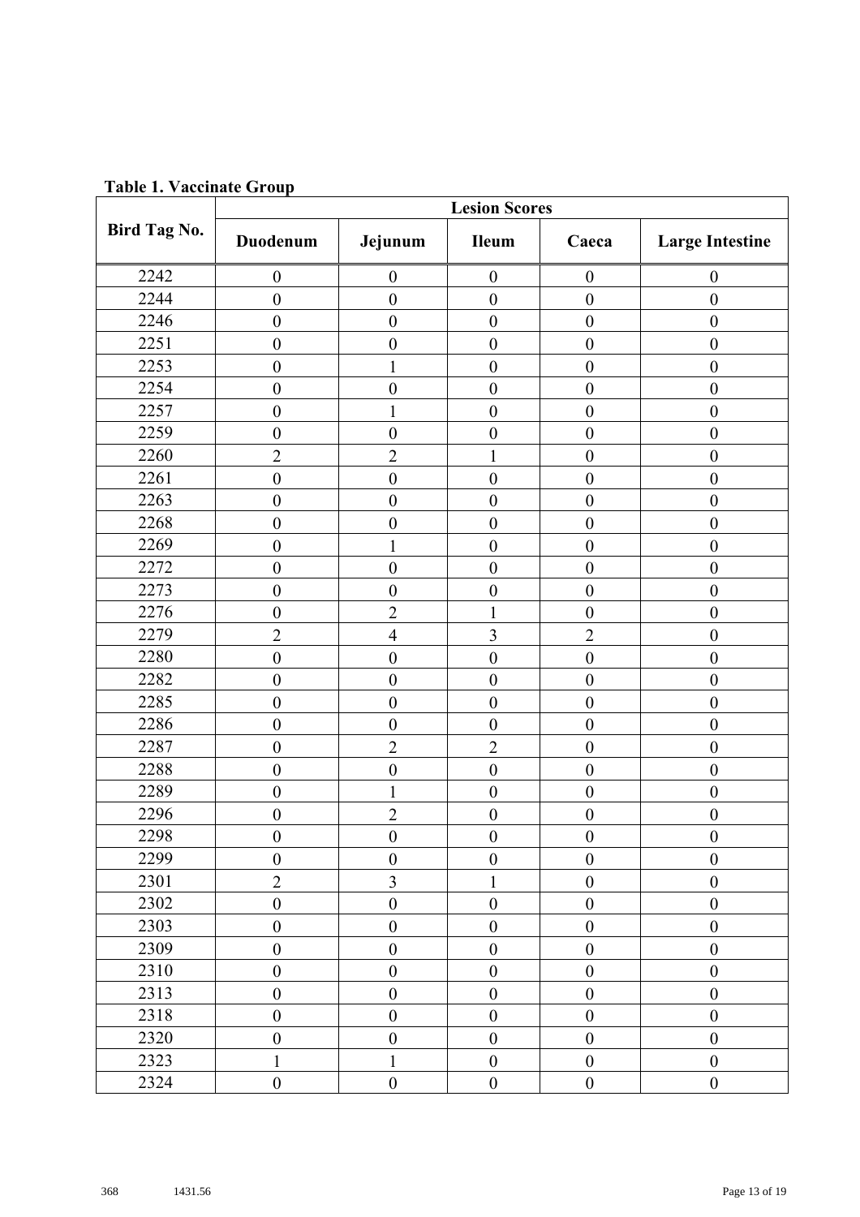**Table 1. Vaccinate Group**

| Bird Tag No. | Lesion Scores | | | | |
|---|---|---|---|---|---|
| | **Duodenum** | **Jejunum** | **Ileum** | **Caeca** | **Large Intestine** |
| 2242 | 0 | 0 | 0 | 0 | 0 |
| 2244 | 0 | 0 | 0 | 0 | 0 |
| 2246 | 0 | 0 | 0 | 0 | 0 |
| 2251 | 0 | 0 | 0 | 0 | 0 |
| 2253 | 0 | 1 | 0 | 0 | 0 |
| 2254 | 0 | 0 | 0 | 0 | 0 |
| 2257 | 0 | 1 | 0 | 0 | 0 |
| 2259 | 0 | 0 | 0 | 0 | 0 |
| 2260 | 2 | 2 | 1 | 0 | 0 |
| 2261 | 0 | 0 | 0 | 0 | 0 |
| 2263 | 0 | 0 | 0 | 0 | 0 |
| 2268 | 0 | 0 | 0 | 0 | 0 |
| 2269 | 0 | 1 | 0 | 0 | 0 |
| 2272 | 0 | 0 | 0 | 0 | 0 |
| 2273 | 0 | 0 | 0 | 0 | 0 |
| 2276 | 0 | 2 | 1 | 0 | 0 |
| 2279 | 2 | 4 | 3 | 2 | 0 |
| 2280 | 0 | 0 | 0 | 0 | 0 |
| 2282 | 0 | 0 | 0 | 0 | 0 |
| 2285 | 0 | 0 | 0 | 0 | 0 |
| 2286 | 0 | 0 | 0 | 0 | 0 |
| 2287 | 0 | 2 | 2 | 0 | 0 |
| 2288 | 0 | 0 | 0 | 0 | 0 |
| 2289 | 0 | 1 | 0 | 0 | 0 |
| 2296 | 0 | 2 | 0 | 0 | 0 |
| 2298 | 0 | 0 | 0 | 0 | 0 |
| 2299 | 0 | 0 | 0 | 0 | 0 |
| 2301 | 2 | 3 | 1 | 0 | 0 |
| 2302 | 0 | 0 | 0 | 0 | 0 |
| 2303 | 0 | 0 | 0 | 0 | 0 |
| 2309 | 0 | 0 | 0 | 0 | 0 |
| 2310 | 0 | 0 | 0 | 0 | 0 |
| 2313 | 0 | 0 | 0 | 0 | 0 |
| 2318 | 0 | 0 | 0 | 0 | 0 |
| 2320 | 0 | 0 | 0 | 0 | 0 |
| 2323 | 1 | 1 | 0 | 0 | 0 |
| 2324 | 0 | 0 | 0 | 0 | 0 |

368 1431.56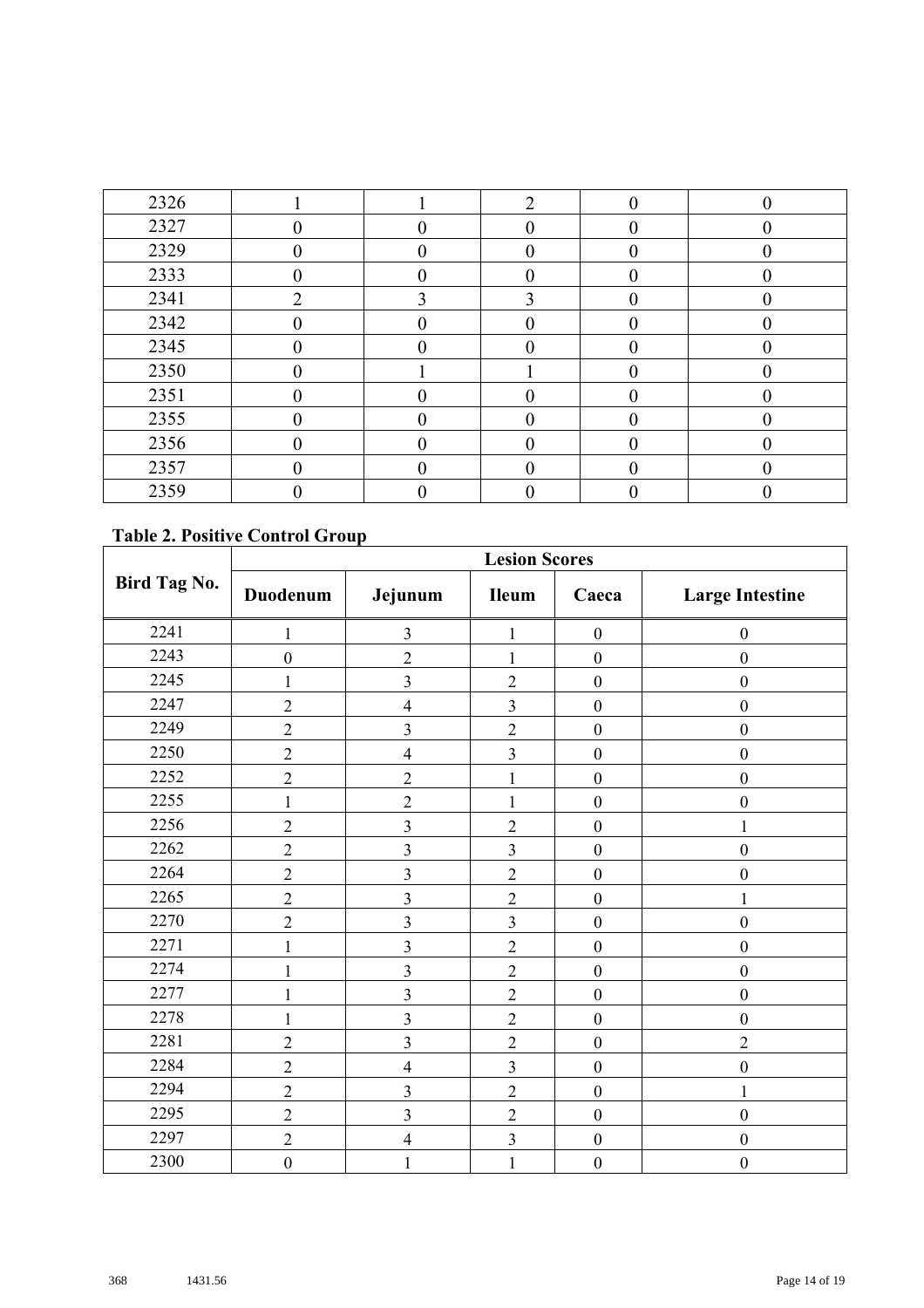| 2326 | 1 | 1 | 2 | 0 | 0 |
|---|---|---|---|---|---|
| 2327 | 0 | 0 | 0 | 0 | 0 |
| 2329 | 0 | 0 | 0 | 0 | 0 |
| 2333 | 0 | 0 | 0 | 0 | 0 |
| 2341 | 2 | 3 | 3 | 0 | 0 |
| 2342 | 0 | 0 | 0 | 0 | 0 |
| 2345 | 0 | 0 | 0 | 0 | 0 |
| 2350 | 0 | 1 | 1 | 0 | 0 |
| 2351 | 0 | 0 | 0 | 0 | 0 |
| 2355 | 0 | 0 | 0 | 0 | 0 |
| 2356 | 0 | 0 | 0 | 0 | 0 |
| 2357 | 0 | 0 | 0 | 0 | 0 |
| 2359 | 0 | 0 | 0 | 0 | 0 |

**Table 2. Positive Control Group**

| Bird Tag No. | Lesion Scores | | | | |
|---|---|---|---|---|---|
| | **Duodenum** | **Jejunum** | **Ileum** | **Caeca** | **Large Intestine** |
| 2241 | 1 | 3 | 1 | 0 | 0 |
| 2243 | 0 | 2 | 1 | 0 | 0 |
| 2245 | 1 | 3 | 2 | 0 | 0 |
| 2247 | 2 | 4 | 3 | 0 | 0 |
| 2249 | 2 | 3 | 2 | 0 | 0 |
| 2250 | 2 | 4 | 3 | 0 | 0 |
| 2252 | 2 | 2 | 1 | 0 | 0 |
| 2255 | 1 | 2 | 1 | 0 | 0 |
| 2256 | 2 | 3 | 2 | 0 | 1 |
| 2262 | 2 | 3 | 3 | 0 | 0 |
| 2264 | 2 | 3 | 2 | 0 | 0 |
| 2265 | 2 | 3 | 2 | 0 | 1 |
| 2270 | 2 | 3 | 3 | 0 | 0 |
| 2271 | 1 | 3 | 2 | 0 | 0 |
| 2274 | 1 | 3 | 2 | 0 | 0 |
| 2277 | 1 | 3 | 2 | 0 | 0 |
| 2278 | 1 | 3 | 2 | 0 | 0 |
| 2281 | 2 | 3 | 2 | 0 | 2 |
| 2284 | 2 | 4 | 3 | 0 | 0 |
| 2294 | 2 | 3 | 2 | 0 | 1 |
| 2295 | 2 | 3 | 2 | 0 | 0 |
| 2297 | 2 | 4 | 3 | 0 | 0 |
| 2300 | 0 | 1 | 1 | 0 | 0 |

368 1431.56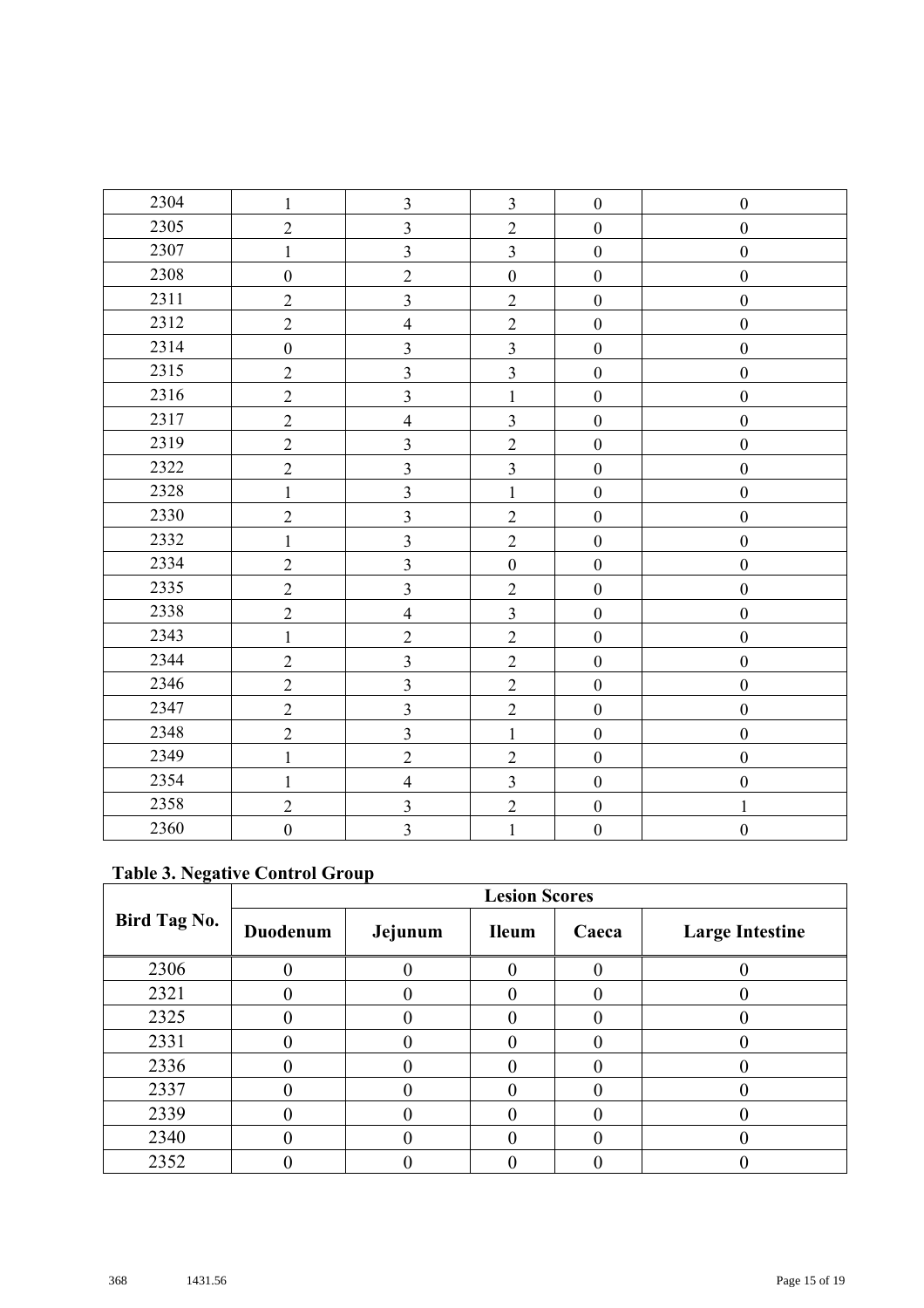| | | | | | |
|---|---|---|---|---|---|
| 2304 | 1 | 3 | 3 | 0 | 0 |
| 2305 | 2 | 3 | 2 | 0 | 0 |
| 2307 | 1 | 3 | 3 | 0 | 0 |
| 2308 | 0 | 2 | 0 | 0 | 0 |
| 2311 | 2 | 3 | 2 | 0 | 0 |
| 2312 | 2 | 4 | 2 | 0 | 0 |
| 2314 | 0 | 3 | 3 | 0 | 0 |
| 2315 | 2 | 3 | 3 | 0 | 0 |
| 2316 | 2 | 3 | 1 | 0 | 0 |
| 2317 | 2 | 4 | 3 | 0 | 0 |
| 2319 | 2 | 3 | 2 | 0 | 0 |
| 2322 | 2 | 3 | 3 | 0 | 0 |
| 2328 | 1 | 3 | 1 | 0 | 0 |
| 2330 | 2 | 3 | 2 | 0 | 0 |
| 2332 | 1 | 3 | 2 | 0 | 0 |
| 2334 | 2 | 3 | 0 | 0 | 0 |
| 2335 | 2 | 3 | 2 | 0 | 0 |
| 2338 | 2 | 4 | 3 | 0 | 0 |
| 2343 | 1 | 2 | 2 | 0 | 0 |
| 2344 | 2 | 3 | 2 | 0 | 0 |
| 2346 | 2 | 3 | 2 | 0 | 0 |
| 2347 | 2 | 3 | 2 | 0 | 0 |
| 2348 | 2 | 3 | 1 | 0 | 0 |
| 2349 | 1 | 2 | 2 | 0 | 0 |
| 2354 | 1 | 4 | 3 | 0 | 0 |
| 2358 | 2 | 3 | 2 | 0 | 1 |
| 2360 | 0 | 3 | 1 | 0 | 0 |

**Table 3. Negative Control Group**

| Bird Tag No. | Lesion Scores | | | | |
|---|---|---|---|---|---|
| | Duodenum | Jejunum | Ileum | Caeca | Large Intestine |
| 2306 | 0 | 0 | 0 | 0 | 0 |
| 2321 | 0 | 0 | 0 | 0 | 0 |
| 2325 | 0 | 0 | 0 | 0 | 0 |
| 2331 | 0 | 0 | 0 | 0 | 0 |
| 2336 | 0 | 0 | 0 | 0 | 0 |
| 2337 | 0 | 0 | 0 | 0 | 0 |
| 2339 | 0 | 0 | 0 | 0 | 0 |
| 2340 | 0 | 0 | 0 | 0 | 0 |
| 2352 | 0 | 0 | 0 | 0 | 0 |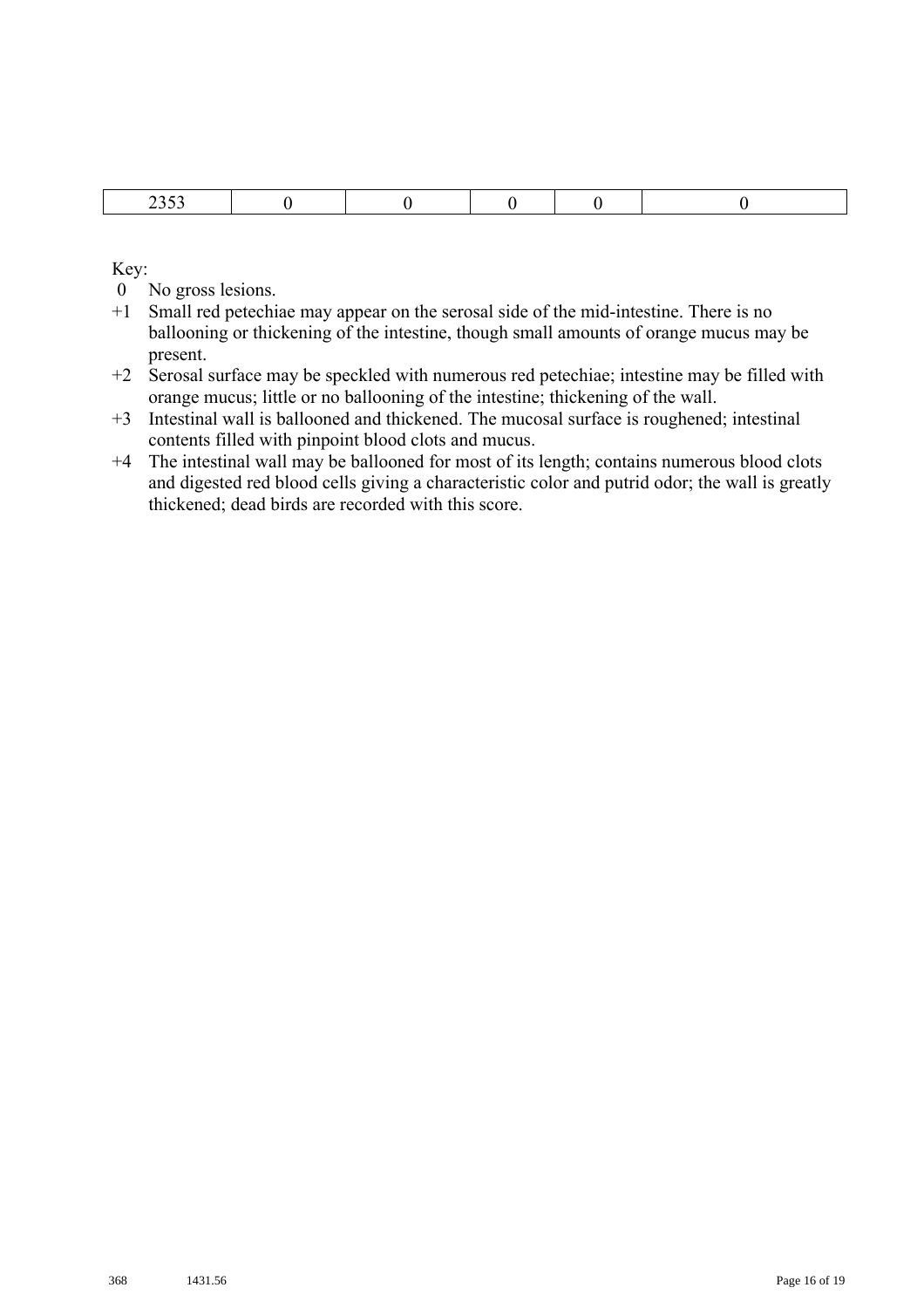| 2353 | 0 | 0 | 0 | 0 | 0 |
|---|---|---|---|---|---|

Key:

- 0 No gross lesions.
- +1 Small red petechiae may appear on the serosal side of the mid-intestine. There is no ballooning or thickening of the intestine, though small amounts of orange mucus may be present.
- +2 Serosal surface may be speckled with numerous red petechiae; intestine may be filled with orange mucus; little or no ballooning of the intestine; thickening of the wall.
- +3 Intestinal wall is ballooned and thickened. The mucosal surface is roughened; intestinal contents filled with pinpoint blood clots and mucus.
- +4 The intestinal wall may be ballooned for most of its length; contains numerous blood clots and digested red blood cells giving a characteristic color and putrid odor; the wall is greatly thickened; dead birds are recorded with this score.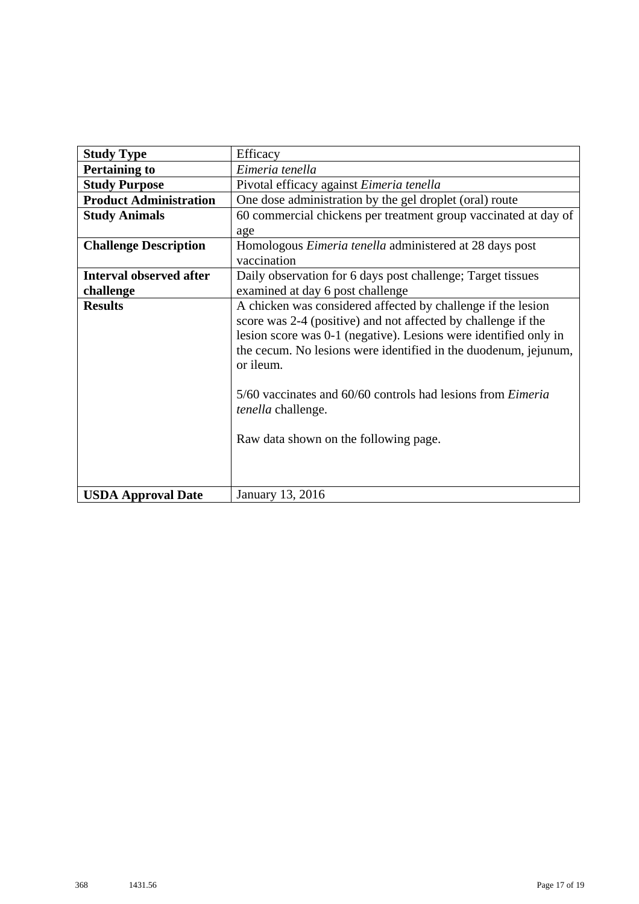| **Study Type** | Efficacy |
|---|---|
| **Pertaining to** | *Eimeria tenella* |
| **Study Purpose** | Pivotal efficacy against *Eimeria tenella* |
| **Product Administration** | One dose administration by the gel droplet (oral) route |
| **Study Animals** | 60 commercial chickens per treatment group vaccinated at day of age |
| **Challenge Description** | Homologous *Eimeria tenella* administered at 28 days post vaccination |
| **Interval observed after challenge** | Daily observation for 6 days post challenge; Target tissues examined at day 6 post challenge |
| **Results** | A chicken was considered affected by challenge if the lesion score was 2-4 (positive) and not affected by challenge if the lesion score was 0-1 (negative). Lesions were identified only in the cecum. No lesions were identified in the duodenum, jejunum, or ileum.<br><br>5/60 vaccinates and 60/60 controls had lesions from *Eimeria tenella* challenge.<br><br>Raw data shown on the following page. |
| **USDA Approval Date** | January 13, 2016 |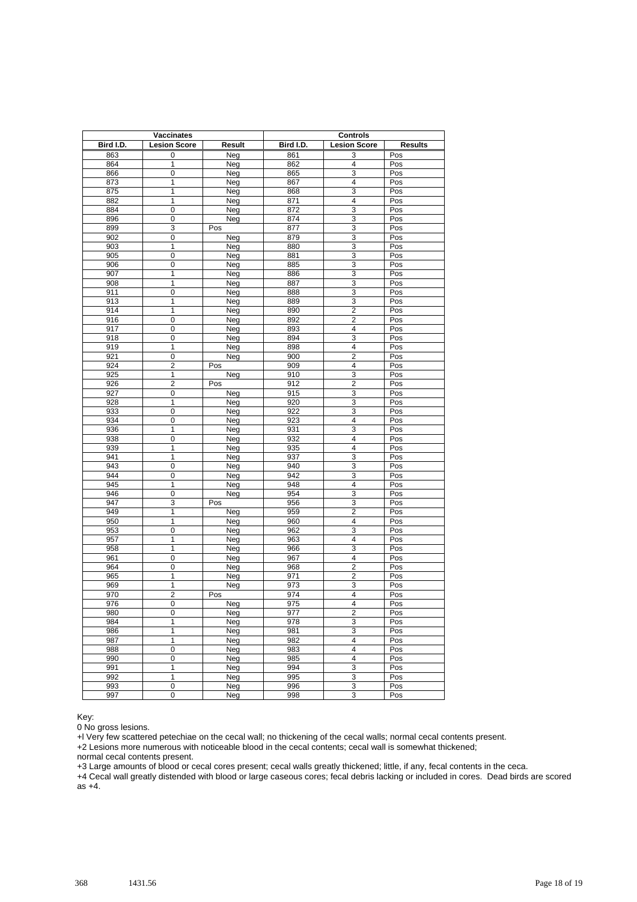| Vaccinates | | | Controls | | |
|---|---|---|---|---|---|
| Bird I.D. | Lesion Score | Result | Bird I.D. | Lesion Score | Results |
| 863 | 0 | Neg | 861 | 3 | Pos |
| 864 | 1 | Neg | 862 | 4 | Pos |
| 866 | 0 | Neg | 865 | 3 | Pos |
| 873 | 1 | Neg | 867 | 4 | Pos |
| 875 | 1 | Neg | 868 | 3 | Pos |
| 882 | 1 | Neg | 871 | 4 | Pos |
| 884 | 0 | Neg | 872 | 3 | Pos |
| 896 | 0 | Neg | 874 | 3 | Pos |
| 899 | 3 | Pos | 877 | 3 | Pos |
| 902 | 0 | Neg | 879 | 3 | Pos |
| 903 | 1 | Neg | 880 | 3 | Pos |
| 905 | 0 | Neg | 881 | 3 | Pos |
| 906 | 0 | Neg | 885 | 3 | Pos |
| 907 | 1 | Neg | 886 | 3 | Pos |
| 908 | 1 | Neg | 887 | 3 | Pos |
| 911 | 0 | Neg | 888 | 3 | Pos |
| 913 | 1 | Neg | 889 | 3 | Pos |
| 914 | 1 | Neg | 890 | 2 | Pos |
| 916 | 0 | Neg | 892 | 2 | Pos |
| 917 | 0 | Neg | 893 | 4 | Pos |
| 918 | 0 | Neg | 894 | 3 | Pos |
| 919 | 1 | Neg | 898 | 4 | Pos |
| 921 | 0 | Neg | 900 | 2 | Pos |
| 924 | 2 | Pos | 909 | 4 | Pos |
| 925 | 1 | Neg | 910 | 3 | Pos |
| 926 | 2 | Pos | 912 | 2 | Pos |
| 927 | 0 | Neg | 915 | 3 | Pos |
| 928 | 1 | Neg | 920 | 3 | Pos |
| 933 | 0 | Neg | 922 | 3 | Pos |
| 934 | 0 | Neg | 923 | 4 | Pos |
| 936 | 1 | Neg | 931 | 3 | Pos |
| 938 | 0 | Neg | 932 | 4 | Pos |
| 939 | 1 | Neg | 935 | 4 | Pos |
| 941 | 1 | Neg | 937 | 3 | Pos |
| 943 | 0 | Neg | 940 | 3 | Pos |
| 944 | 0 | Neg | 942 | 3 | Pos |
| 945 | 1 | Neg | 948 | 4 | Pos |
| 946 | 0 | Neg | 954 | 3 | Pos |
| 947 | 3 | Pos | 956 | 3 | Pos |
| 949 | 1 | Neg | 959 | 2 | Pos |
| 950 | 1 | Neg | 960 | 4 | Pos |
| 953 | 0 | Neg | 962 | 3 | Pos |
| 957 | 1 | Neg | 963 | 4 | Pos |
| 958 | 1 | Neg | 966 | 3 | Pos |
| 961 | 0 | Neg | 967 | 4 | Pos |
| 964 | 0 | Neg | 968 | 2 | Pos |
| 965 | 1 | Neg | 971 | 2 | Pos |
| 969 | 1 | Neg | 973 | 3 | Pos |
| 970 | 2 | Pos | 974 | 4 | Pos |
| 976 | 0 | Neg | 975 | 4 | Pos |
| 980 | 0 | Neg | 977 | 2 | Pos |
| 984 | 1 | Neg | 978 | 3 | Pos |
| 986 | 1 | Neg | 981 | 3 | Pos |
| 987 | 1 | Neg | 982 | 4 | Pos |
| 988 | 0 | Neg | 983 | 4 | Pos |
| 990 | 0 | Neg | 985 | 4 | Pos |
| 991 | 1 | Neg | 994 | 3 | Pos |
| 992 | 1 | Neg | 995 | 3 | Pos |
| 993 | 0 | Neg | 996 | 3 | Pos |
| 997 | 0 | Neg | 998 | 3 | Pos |

Key:

0 No gross lesions.

+l Very few scattered petechiae on the cecal wall; no thickening of the cecal walls; normal cecal contents present.

+2 Lesions more numerous with noticeable blood in the cecal contents; cecal wall is somewhat thickened; normal cecal contents present.

+3 Large amounts of blood or cecal cores present; cecal walls greatly thickened; little, if any, fecal contents in the ceca.

+4 Cecal wall greatly distended with blood or large caseous cores; fecal debris lacking or included in cores. Dead birds are scored as +4.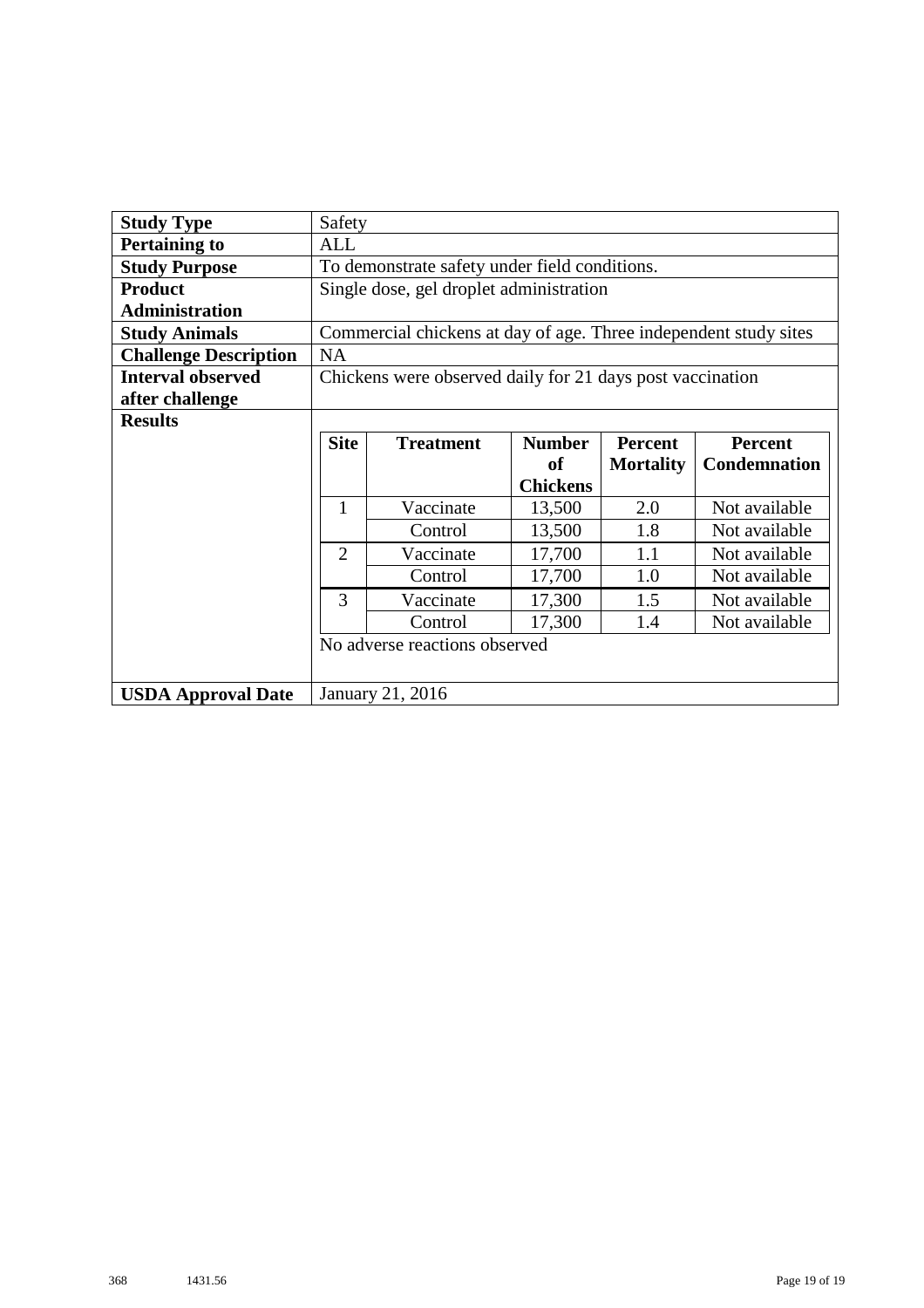| | |
|---|---|
| **Study Type** | Safety |
| **Pertaining to** | ALL |
| **Study Purpose** | To demonstrate safety under field conditions. |
| **Product Administration** | Single dose, gel droplet administration |
| **Study Animals** | Commercial chickens at day of age. Three independent study sites |
| **Challenge Description** | NA |
| **Interval observed after challenge** | Chickens were observed daily for 21 days post vaccination |
| **Results** | See table below. No adverse reactions observed |
| **USDA Approval Date** | January 21, 2016 |

| Site | Treatment | Number of Chickens | Percent Mortality | Percent Condemnation |
|---|---|---|---|---|
| 1 | Vaccinate | 13,500 | 2.0 | Not available |
| | Control | 13,500 | 1.8 | Not available |
| 2 | Vaccinate | 17,700 | 1.1 | Not available |
| | Control | 17,700 | 1.0 | Not available |
| 3 | Vaccinate | 17,300 | 1.5 | Not available |
| | Control | 17,300 | 1.4 | Not available |